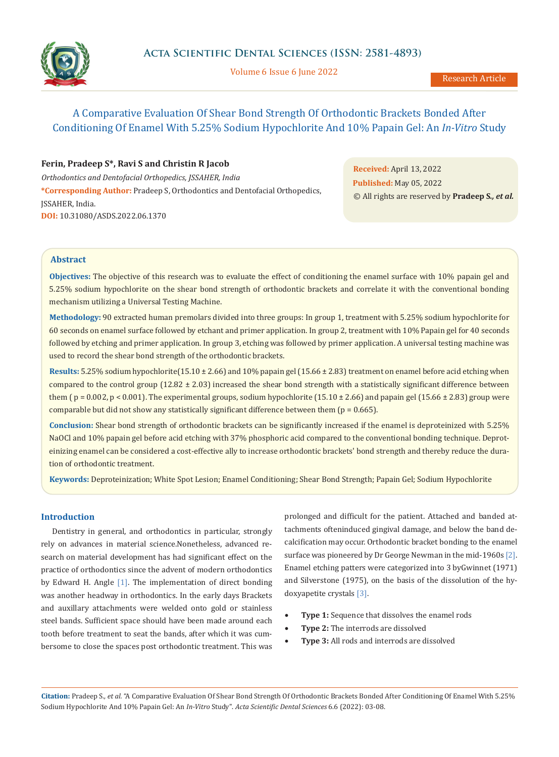# A Comparative Evaluation Of Shear Bond Strength Of Orthodontic Brackets Bonded After Conditioning Of Enamel With 5.25% Sodium Hypochlorite And 10% Papain Gel: An *In-Vitro* Study

**Ferin, Pradeep S\*, Ravi S and Christin R Jacob**

*Orthodontics and Dentofacial Orthopedics, JSSAHER, India*

**\*Corresponding Author:** Pradeep S, Orthodontics and Dentofacial Orthopedics, JSSAHER, India.

**DOI:** 10.31080/ASDS.2022.06.1370

**Received:** April 13, 2022
**Published:** May 05, 2022
© All rights are reserved by **Pradeep S., *et al.***

## Abstract

**Objectives:** The objective of this research was to evaluate the effect of conditioning the enamel surface with 10% papain gel and 5.25% sodium hypochlorite on the shear bond strength of orthodontic brackets and correlate it with the conventional bonding mechanism utilizing a Universal Testing Machine.

**Methodology:** 90 extracted human premolars divided into three groups: In group 1, treatment with 5.25% sodium hypochlorite for 60 seconds on enamel surface followed by etchant and primer application. In group 2, treatment with 10% Papain gel for 40 seconds followed by etching and primer application. In group 3, etching was followed by primer application. A universal testing machine was used to record the shear bond strength of the orthodontic brackets.

**Results:** 5.25% sodium hypochlorite(15.10 ± 2.66) and 10% papain gel (15.66 ± 2.83) treatment on enamel before acid etching when compared to the control group (12.82 ± 2.03) increased the shear bond strength with a statistically significant difference between them ( p = 0.002, p < 0.001). The experimental groups, sodium hypochlorite (15.10 ± 2.66) and papain gel (15.66 ± 2.83) group were comparable but did not show any statistically significant difference between them (p = 0.665).

**Conclusion:** Shear bond strength of orthodontic brackets can be significantly increased if the enamel is deproteinized with 5.25% NaOCl and 10% papain gel before acid etching with 37% phosphoric acid compared to the conventional bonding technique. Deproteinizing enamel can be considered a cost-effective ally to increase orthodontic brackets' bond strength and thereby reduce the duration of orthodontic treatment.

**Keywords:** Deproteinization; White Spot Lesion; Enamel Conditioning; Shear Bond Strength; Papain Gel; Sodium Hypochlorite

## Introduction

Dentistry in general, and orthodontics in particular, strongly rely on advances in material science.Nonetheless, advanced research on material development has had significant effect on the practice of orthodontics since the advent of modern orthodontics by Edward H. Angle [1]. The implementation of direct bonding was another headway in orthodontics. In the early days Brackets and auxillary attachments were welded onto gold or stainless steel bands. Sufficient space should have been made around each tooth before treatment to seat the bands, after which it was cumbersome to close the spaces post orthodontic treatment. This was prolonged and difficult for the patient. Attached and banded attachments ofteninduced gingival damage, and below the band decalcification may occur. Orthodontic bracket bonding to the enamel surface was pioneered by Dr George Newman in the mid-1960s [2]. Enamel etching patters were categorized into 3 byGwinnet (1971) and Silverstone (1975), on the basis of the dissolution of the hydoxyapetite crystals [3].

- **Type 1:** Sequence that dissolves the enamel rods
- **Type 2:** The interrods are dissolved
- **Type 3:** All rods and interrods are dissolved

**Citation:** Pradeep S., *et al.* "A Comparative Evaluation Of Shear Bond Strength Of Orthodontic Brackets Bonded After Conditioning Of Enamel With 5.25% Sodium Hypochlorite And 10% Papain Gel: An *In-Vitro* Study". *Acta Scientific Dental Sciences* 6.6 (2022): 03-08.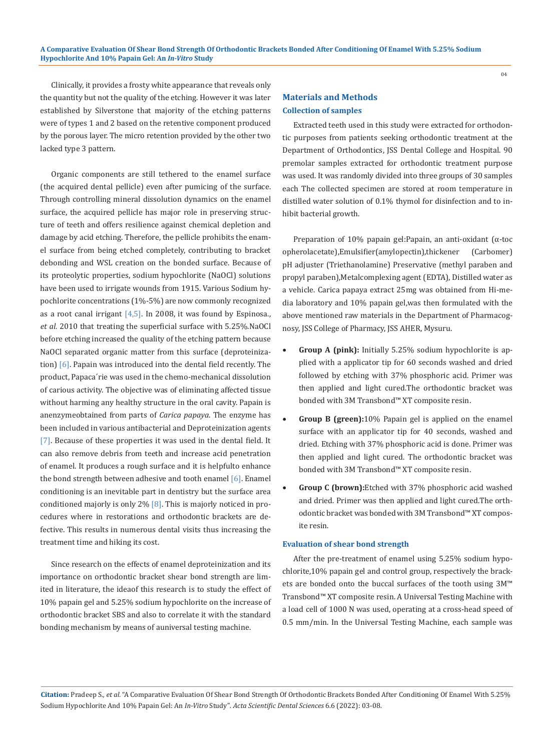Clinically, it provides a frosty white appearance that reveals only the quantity but not the quality of the etching. However it was later established by Silverstone that majority of the etching patterns were of types 1 and 2 based on the retentive component produced by the porous layer. The micro retention provided by the other two lacked type 3 pattern.

Organic components are still tethered to the enamel surface (the acquired dental pellicle) even after pumicing of the surface. Through controlling mineral dissolution dynamics on the enamel surface, the acquired pellicle has major role in preserving structure of teeth and offers resilience against chemical depletion and damage by acid etching. Therefore, the pellicle prohibits the enamel surface from being etched completely, contributing to bracket debonding and WSL creation on the bonded surface. Because of its proteolytic properties, sodium hypochlorite (NaOCl) solutions have been used to irrigate wounds from 1915. Various Sodium hypochlorite concentrations (1%-5%) are now commonly recognized as a root canal irrigant [4,5]. In 2008, it was found by Espinosa., *et al.* 2010 that treating the superficial surface with 5.25%.NaOCl before etching increased the quality of the etching pattern because NaOCl separated organic matter from this surface (deproteinization) [6]. Papain was introduced into the dental field recently. The product, Papaca´rie was used in the chemo-mechanical dissolution of carious activity. The objective was of eliminating affected tissue without harming any healthy structure in the oral cavity. Papain is anenzymeobtained from parts of *Carica papaya*. The enzyme has been included in various antibacterial and Deproteinization agents [7]. Because of these properties it was used in the dental field. It can also remove debris from teeth and increase acid penetration of enamel. It produces a rough surface and it is helpfulto enhance the bond strength between adhesive and tooth enamel [6]. Enamel conditioning is an inevitable part in dentistry but the surface area conditioned majorly is only 2% [8]. This is majorly noticed in procedures where in restorations and orthodontic brackets are defective. This results in numerous dental visits thus increasing the treatment time and hiking its cost.

Since research on the effects of enamel deproteinization and its importance on orthodontic bracket shear bond strength are limited in literature, the ideaof this research is to study the effect of 10% papain gel and 5.25% sodium hypochlorite on the increase of orthodontic bracket SBS and also to correlate it with the standard bonding mechanism by means of auniversal testing machine.

## Materials and Methods

### Collection of samples

Extracted teeth used in this study were extracted for orthodontic purposes from patients seeking orthodontic treatment at the Department of Orthodontics, JSS Dental College and Hospital. 90 premolar samples extracted for orthodontic treatment purpose was used. It was randomly divided into three groups of 30 samples each The collected specimen are stored at room temperature in distilled water solution of 0.1% thymol for disinfection and to inhibit bacterial growth.

Preparation of 10% papain gel:Papain, an anti-oxidant (α-toc opherolacetate),Emulsifier(amylopectin),thickener (Carbomer) pH adjuster (Triethanolamine) Preservative (methyl paraben and propyl paraben),Metalcomplexing agent (EDTA), Distilled water as a vehicle. Carica papaya extract 25mg was obtained from Hi-media laboratory and 10% papain gel,was then formulated with the above mentioned raw materials in the Department of Pharmacognosy, JSS College of Pharmacy, JSS AHER, Mysuru.

- **Group A (pink):** Initially 5.25% sodium hypochlorite is applied with a applicator tip for 60 seconds washed and dried followed by etching with 37% phosphoric acid. Primer was then applied and light cured.The orthodontic bracket was bonded with 3M Transbond™ XT composite resin.
- **Group B (green):**10% Papain gel is applied on the enamel surface with an applicator tip for 40 seconds, washed and dried. Etching with 37% phosphoric acid is done. Primer was then applied and light cured. The orthodontic bracket was bonded with 3M Transbond™ XT composite resin.
- **Group C (brown):**Etched with 37% phosphoric acid washed and dried. Primer was then applied and light cured.The orthodontic bracket was bonded with 3M Transbond™ XT composite resin.

### Evaluation of shear bond strength

After the pre-treatment of enamel using 5.25% sodium hypochlorite,10% papain gel and control group, respectively the brackets are bonded onto the buccal surfaces of the tooth using 3M™ Transbond™ XT composite resin. A Universal Testing Machine with a load cell of 1000 N was used, operating at a cross-head speed of 0.5 mm/min. In the Universal Testing Machine, each sample was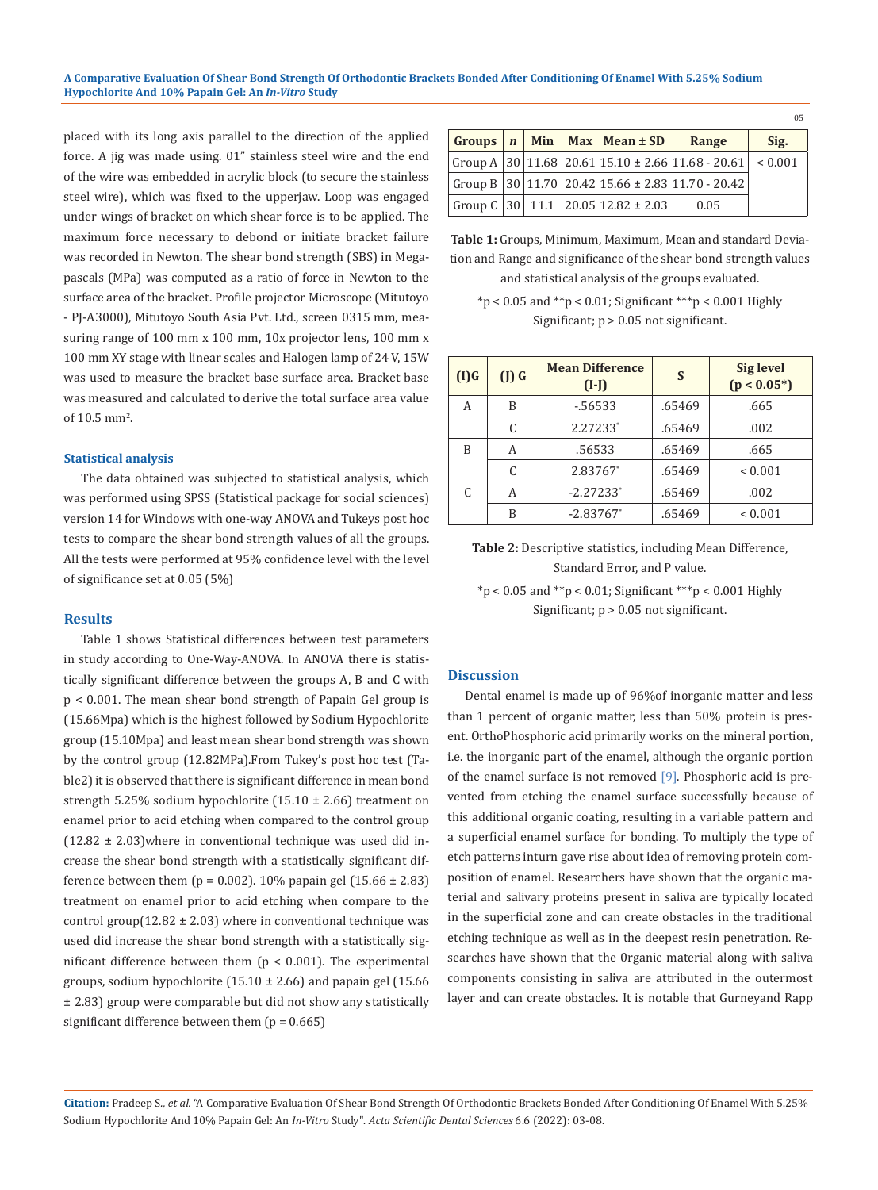placed with its long axis parallel to the direction of the applied force. A jig was made using. 01" stainless steel wire and the end of the wire was embedded in acrylic block (to secure the stainless steel wire), which was fixed to the upperjaw. Loop was engaged under wings of bracket on which shear force is to be applied. The maximum force necessary to debond or initiate bracket failure was recorded in Newton. The shear bond strength (SBS) in Megapascals (MPa) was computed as a ratio of force in Newton to the surface area of the bracket. Profile projector Microscope (Mitutoyo - PJ-A3000), Mitutoyo South Asia Pvt. Ltd., screen 0315 mm, measuring range of 100 mm x 100 mm, 10x projector lens, 100 mm x 100 mm XY stage with linear scales and Halogen lamp of 24 V, 15W was used to measure the bracket base surface area. Bracket base was measured and calculated to derive the total surface area value of 10.5 $mm^2$.

### Statistical analysis

The data obtained was subjected to statistical analysis, which was performed using SPSS (Statistical package for social sciences) version 14 for Windows with one-way ANOVA and Tukeys post hoc tests to compare the shear bond strength values of all the groups. All the tests were performed at 95% confidence level with the level of significance set at 0.05 (5%)

## Results

Table 1 shows Statistical differences between test parameters in study according to One-Way-ANOVA. In ANOVA there is statistically significant difference between the groups A, B and C with $p < 0.001$. The mean shear bond strength of Papain Gel group is (15.66Mpa) which is the highest followed by Sodium Hypochlorite group (15.10Mpa) and least mean shear bond strength was shown by the control group (12.82MPa).From Tukey's post hoc test (Table2) it is observed that there is significant difference in mean bond strength 5.25% sodium hypochlorite (15.10 ± 2.66) treatment on enamel prior to acid etching when compared to the control group (12.82 ± 2.03)where in conventional technique was used did increase the shear bond strength with a statistically significant difference between them ($p = 0.002$). 10% papain gel (15.66 ± 2.83) treatment on enamel prior to acid etching when compare to the control group(12.82 ± 2.03) where in conventional technique was used did increase the shear bond strength with a statistically significant difference between them ($p < 0.001$). The experimental groups, sodium hypochlorite (15.10 ± 2.66) and papain gel (15.66 ± 2.83) group were comparable but did not show any statistically significant difference between them ($p = 0.665$)

| Groups | *n* | Min | Max | Mean ± SD | Range | Sig. |
|---|---|---|---|---|---|---|
| Group A | 30 | 11.68 | 20.61 | 15.10 ± 2.66 | 11.68 - 20.61 | < 0.001 |
| Group B | 30 | 11.70 | 20.42 | 15.66 ± 2.83 | 11.70 - 20.42 | |
| Group C | 30 | 11.1 | 20.05 | 12.82 ± 2.03 | 0.05 | |

**Table 1:** Groups, Minimum, Maximum, Mean and standard Deviation and Range and significance of the shear bond strength values and statistical analysis of the groups evaluated.

*p < 0.05 and **p < 0.01; Significant ***p < 0.001 Highly Significant; p > 0.05 not significant.

| (I)G | (J) G | Mean Difference (I-J) | S | Sig level ($p < 0.05$*) |
|---|---|---|---|---|
| A | B | -.56533 | .65469 | .665 |
| | C | 2.27233* | .65469 | .002 |
| B | A | .56533 | .65469 | .665 |
| | C | 2.83767* | .65469 | < 0.001 |
| C | A | -2.27233* | .65469 | .002 |
| | B | -2.83767* | .65469 | < 0.001 |

**Table 2:** Descriptive statistics, including Mean Difference, Standard Error, and P value.

*p < 0.05 and **p < 0.01; Significant ***p < 0.001 Highly Significant; p > 0.05 not significant.

## Discussion

Dental enamel is made up of 96%of inorganic matter and less than 1 percent of organic matter, less than 50% protein is present. OrthoPhosphoric acid primarily works on the mineral portion, i.e. the inorganic part of the enamel, although the organic portion of the enamel surface is not removed [9]. Phosphoric acid is prevented from etching the enamel surface successfully because of this additional organic coating, resulting in a variable pattern and a superficial enamel surface for bonding. To multiply the type of etch patterns inturn gave rise about idea of removing protein composition of enamel. Researchers have shown that the organic material and salivary proteins present in saliva are typically located in the superficial zone and can create obstacles in the traditional etching technique as well as in the deepest resin penetration. Researches have shown that the 0rganic material along with saliva components consisting in saliva are attributed in the outermost layer and can create obstacles. It is notable that Gurneyand Rapp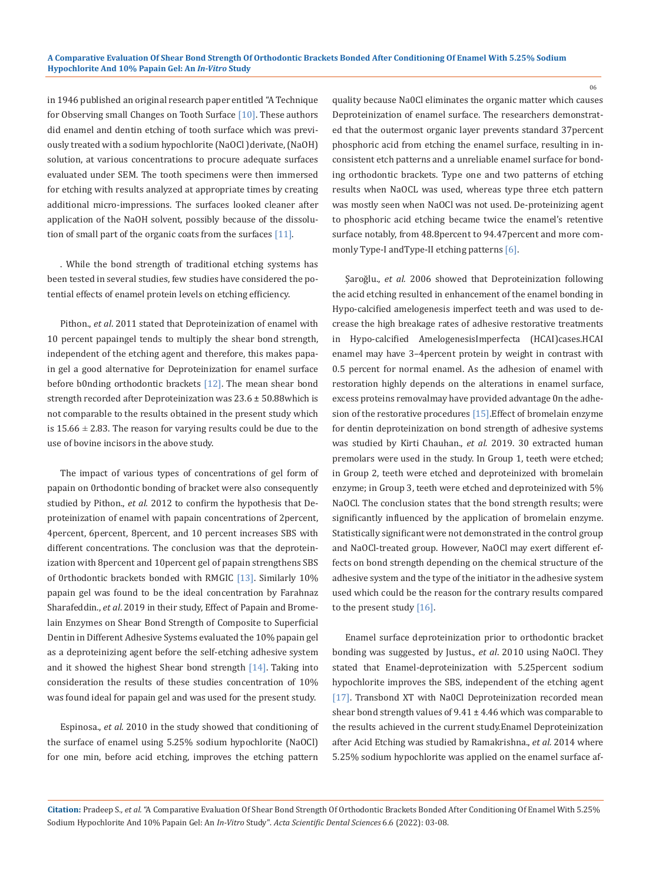in 1946 published an original research paper entitled "A Technique for Observing small Changes on Tooth Surface [10]. These authors did enamel and dentin etching of tooth surface which was previously treated with a sodium hypochlorite (NaOCl )derivate, (NaOH) solution, at various concentrations to procure adequate surfaces evaluated under SEM. The tooth specimens were then immersed for etching with results analyzed at appropriate times by creating additional micro-impressions. The surfaces looked cleaner after application of the NaOH solvent, possibly because of the dissolution of small part of the organic coats from the surfaces [11].

. While the bond strength of traditional etching systems has been tested in several studies, few studies have considered the potential effects of enamel protein levels on etching efficiency.

Pithon., *et al*. 2011 stated that Deproteinization of enamel with 10 percent papaingel tends to multiply the shear bond strength, independent of the etching agent and therefore, this makes papain gel a good alternative for Deproteinization for enamel surface before b0nding orthodontic brackets [12]. The mean shear bond strength recorded after Deproteinization was 23.6 ± 50.88which is not comparable to the results obtained in the present study which is 15.66 ± 2.83. The reason for varying results could be due to the use of bovine incisors in the above study.

The impact of various types of concentrations of gel form of papain on 0rthodontic bonding of bracket were also consequently studied by Pithon., *et al*. 2012 to confirm the hypothesis that Deproteinization of enamel with papain concentrations of 2percent, 4percent, 6percent, 8percent, and 10 percent increases SBS with different concentrations. The conclusion was that the deproteinization with 8percent and 10percent gel of papain strengthens SBS of 0rthodontic brackets bonded with RMGIC [13]. Similarly 10% papain gel was found to be the ideal concentration by Farahnaz Sharafeddin., *et al*. 2019 in their study, Effect of Papain and Bromelain Enzymes on Shear Bond Strength of Composite to Superficial Dentin in Different Adhesive Systems evaluated the 10% papain gel as a deproteinizing agent before the self-etching adhesive system and it showed the highest Shear bond strength [14]. Taking into consideration the results of these studies concentration of 10% was found ideal for papain gel and was used for the present study.

Espinosa., *et al*. 2010 in the study showed that conditioning of the surface of enamel using 5.25% sodium hypochlorite (NaOCl) for one min, before acid etching, improves the etching pattern quality because Na0Cl eliminates the organic matter which causes Deproteinization of enamel surface. The researchers demonstrated that the outermost organic layer prevents standard 37percent phosphoric acid from etching the enamel surface, resulting in inconsistent etch patterns and a unreliable enameI surface for bonding orthodontic brackets. Type one and two patterns of etching results when NaOCL was used, whereas type three etch pattern was mostly seen when NaOCl was not used. De-proteinizing agent to phosphoric acid etching became twice the enamel's retentive surface notably, from 48.8percent to 94.47percent and more commonly Type-I andType-II etching patterns [6].

Şaroğlu., *et al*. 2006 showed that Deproteinization following the acid etching resulted in enhancement of the enamel bonding in Hypo-calcified amelogenesis imperfect teeth and was used to decrease the high breakage rates of adhesive restorative treatments in Hypo-calcified AmelogenesisImperfecta (HCAI)cases.HCAI enamel may have 3–4percent protein by weight in contrast with 0.5 percent for normal enamel. As the adhesion of enamel with restoration highly depends on the alterations in enamel surface, excess proteins removalmay have provided advantage 0n the adhesion of the restorative procedures [15].Effect of bromelain enzyme for dentin deproteinization on bond strength of adhesive systems was studied by Kirti Chauhan., *et al*. 2019. 30 extracted human premolars were used in the study. In Group 1, teeth were etched; in Group 2, teeth were etched and deproteinized with bromelain enzyme; in Group 3, teeth were etched and deproteinized with 5% NaOCl. The conclusion states that the bond strength results; were significantly influenced by the application of bromelain enzyme. Statistically significant were not demonstrated in the control group and NaOCl-treated group. However, NaOCl may exert different effects on bond strength depending on the chemical structure of the adhesive system and the type of the initiator in the adhesive system used which could be the reason for the contrary results compared to the present study [16].

Enamel surface deproteinization prior to orthodontic bracket bonding was suggested by Justus., *et al*. 2010 using NaOCl. They stated that Enamel-deproteinization with 5.25percent sodium hypochlorite improves the SBS, independent of the etching agent [17]. Transbond XT with Na0Cl Deproteinization recorded mean shear bond strength values of 9.41 ± 4.46 which was comparable to the results achieved in the current study.Enamel Deproteinization after Acid Etching was studied by Ramakrishna., *et al*. 2014 where 5.25% sodium hypochlorite was applied on the enamel surface af-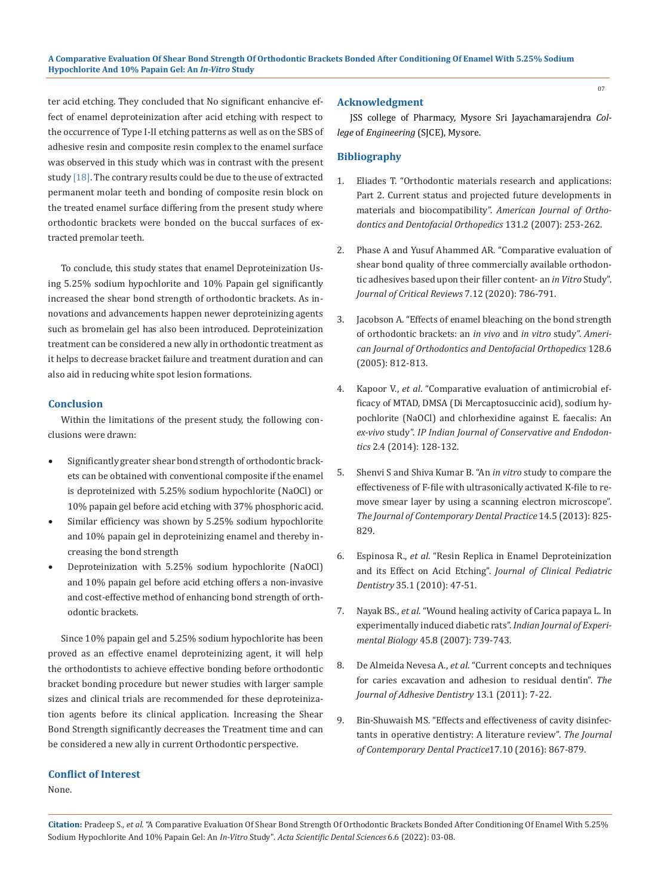ter acid etching. They concluded that No significant enhancive effect of enamel deproteinization after acid etching with respect to the occurrence of Type I-II etching patterns as well as on the SBS of adhesive resin and composite resin complex to the enamel surface was observed in this study which was in contrast with the present study [18]. The contrary results could be due to the use of extracted permanent molar teeth and bonding of composite resin block on the treated enamel surface differing from the present study where orthodontic brackets were bonded on the buccal surfaces of extracted premolar teeth.

To conclude, this study states that enamel Deproteinization Using 5.25% sodium hypochlorite and 10% Papain gel significantly increased the shear bond strength of orthodontic brackets. As innovations and advancements happen newer deproteinizing agents such as bromelain gel has also been introduced. Deproteinization treatment can be considered a new ally in orthodontic treatment as it helps to decrease bracket failure and treatment duration and can also aid in reducing white spot lesion formations.

## Conclusion

Within the limitations of the present study, the following conclusions were drawn:

- Significantly greater shear bond strength of orthodontic brackets can be obtained with conventional composite if the enamel is deproteinized with 5.25% sodium hypochlorite (NaOCl) or 10% papain gel before acid etching with 37% phosphoric acid.
- Similar efficiency was shown by 5.25% sodium hypochlorite and 10% papain gel in deproteinizing enamel and thereby increasing the bond strength
- Deproteinization with 5.25% sodium hypochlorite (NaOCl) and 10% papain gel before acid etching offers a non-invasive and cost-effective method of enhancing bond strength of orthodontic brackets.

Since 10% papain gel and 5.25% sodium hypochlorite has been proved as an effective enamel deproteinizing agent, it will help the orthodontists to achieve effective bonding before orthodontic bracket bonding procedure but newer studies with larger sample sizes and clinical trials are recommended for these deproteinization agents before its clinical application. Increasing the Shear Bond Strength significantly decreases the Treatment time and can be considered a new ally in current Orthodontic perspective.

## Conflict of Interest

None.

## Acknowledgment

JSS college of Pharmacy, Mysore Sri Jayachamarajendra *College* of *Engineering* (SJCE), Mysore.

## Bibliography

1. Eliades T. "Orthodontic materials research and applications: Part 2. Current status and projected future developments in materials and biocompatibility". *American Journal of Orthodontics and Dentofacial Orthopedics* 131.2 (2007): 253-262.
2. Phase A and Yusuf Ahammed AR. "Comparative evaluation of shear bond quality of three commercially available orthodontic adhesives based upon their filler content- an *in Vitro* Study". *Journal of Critical Reviews* 7.12 (2020): 786-791.
3. Jacobson A. "Effects of enamel bleaching on the bond strength of orthodontic brackets: an *in vivo* and *in vitro* study". *American Journal of Orthodontics and Dentofacial Orthopedics* 128.6 (2005): 812-813.
4. Kapoor V., *et al*. "Comparative evaluation of antimicrobial efficacy of MTAD, DMSA (Di Mercaptosuccinic acid), sodium hypochlorite (NaOCl) and chlorhexidine against E. faecalis: An *ex-vivo* study". *IP Indian Journal of Conservative and Endodontics* 2.4 (2014): 128-132.
5. Shenvi S and Shiva Kumar B. "An *in vitro* study to compare the effectiveness of F-file with ultrasonically activated K-file to remove smear layer by using a scanning electron microscope". *The Journal of Contemporary Dental Practice* 14.5 (2013): 825-829.
6. Espinosa R., *et al*. "Resin Replica in Enamel Deproteinization and its Effect on Acid Etching". *Journal of Clinical Pediatric Dentistry* 35.1 (2010): 47-51.
7. Nayak BS., *et al*. "Wound healing activity of Carica papaya L. In experimentally induced diabetic rats". *Indian Journal of Experimental Biology* 45.8 (2007): 739-743.
8. De Almeida Nevesa A., *et al*. "Current concepts and techniques for caries excavation and adhesion to residual dentin". *The Journal of Adhesive Dentistry* 13.1 (2011): 7-22.
9. Bin-Shuwaish MS. "Effects and effectiveness of cavity disinfectants in operative dentistry: A literature review". *The Journal of Contemporary Dental Practice*17.10 (2016): 867-879.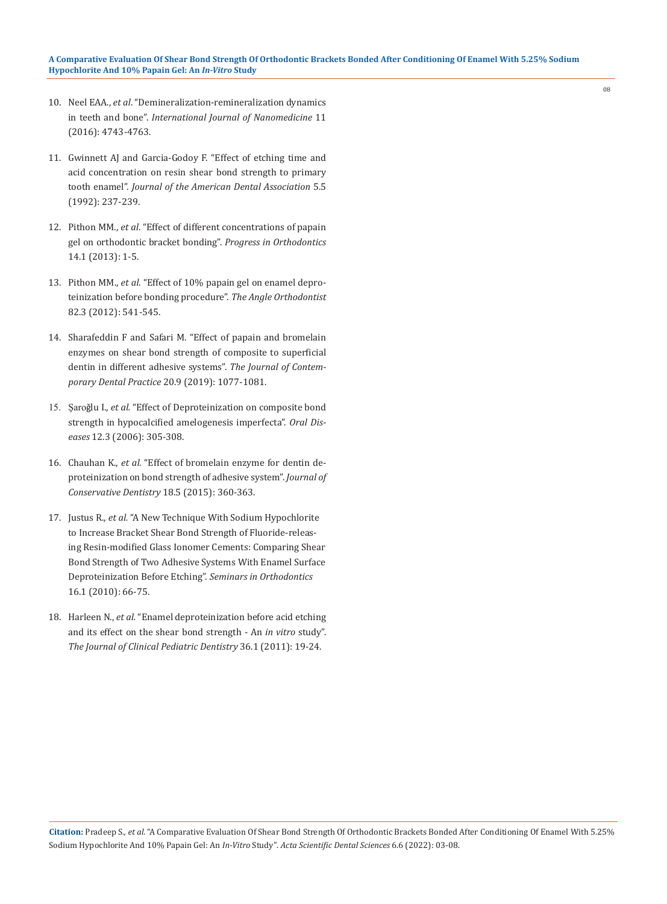10. Neel EAA., *et al*. "Demineralization-remineralization dynamics in teeth and bone". *International Journal of Nanomedicine* 11 (2016): 4743-4763.

11. Gwinnett AJ and Garcia-Godoy F. "Effect of etching time and acid concentration on resin shear bond strength to primary tooth enamel". *Journal of the American Dental Association* 5.5 (1992): 237-239.

12. Pithon MM., *et al*. "Effect of different concentrations of papain gel on orthodontic bracket bonding". *Progress in Orthodontics* 14.1 (2013): 1-5.

13. Pithon MM., *et al*. "Effect of 10% papain gel on enamel deproteinization before bonding procedure". *The Angle Orthodontist* 82.3 (2012): 541-545.

14. Sharafeddin F and Safari M. "Effect of papain and bromelain enzymes on shear bond strength of composite to superficial dentin in different adhesive systems". *The Journal of Contemporary Dental Practice* 20.9 (2019): 1077-1081.

15. Şaroğlu I., *et al*. "Effect of Deproteinization on composite bond strength in hypocalcified amelogenesis imperfecta". *Oral Diseases* 12.3 (2006): 305-308.

16. Chauhan K., *et al*. "Effect of bromelain enzyme for dentin deproteinization on bond strength of adhesive system". *Journal of Conservative Dentistry* 18.5 (2015): 360-363.

17. Justus R., *et al*. "A New Technique With Sodium Hypochlorite to Increase Bracket Shear Bond Strength of Fluoride-releasing Resin-modified Glass Ionomer Cements: Comparing Shear Bond Strength of Two Adhesive Systems With Enamel Surface Deproteinization Before Etching". *Seminars in Orthodontics* 16.1 (2010): 66-75.

18. Harleen N., *et al*. "Enamel deproteinization before acid etching and its effect on the shear bond strength - An *in vitro* study". *The Journal of Clinical Pediatric Dentistry* 36.1 (2011): 19-24.